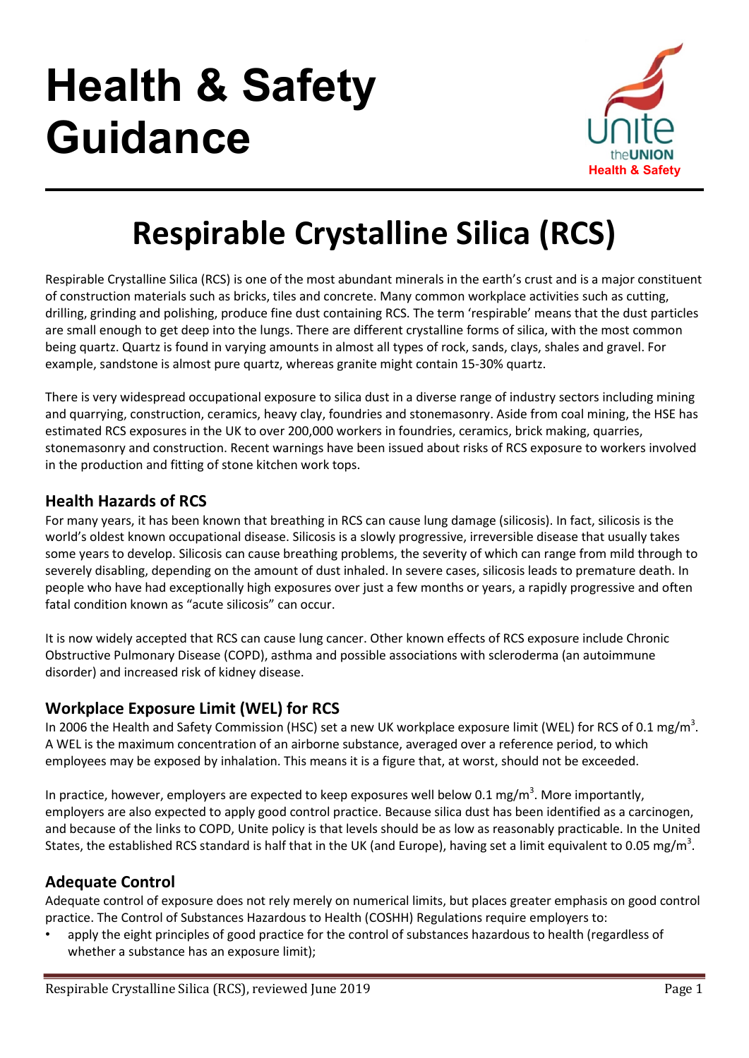# Health & Safety Guidance

## Respirable Crystalline Silica (RCS)

Respirable Crystalline Silica (RCS) is one of the most abundant minerals in the earth's crust and is a major constituent of construction materials such as bricks, tiles and concrete. Many common workplace activities such as cutting, drilling, grinding and polishing, produce fine dust containing RCS. The term 'respirable' means that the dust particles are small enough to get deep into the lungs. There are different crystalline forms of silica, with the most common being quartz. Quartz is found in varying amounts in almost all types of rock, sands, clays, shales and gravel. For example, sandstone is almost pure quartz, whereas granite might contain 15-30% quartz.

There is very widespread occupational exposure to silica dust in a diverse range of industry sectors including mining and quarrying, construction, ceramics, heavy clay, foundries and stonemasonry. Aside from coal mining, the HSE has estimated RCS exposures in the UK to over 200,000 workers in foundries, ceramics, brick making, quarries, stonemasonry and construction. Recent warnings have been issued about risks of RCS exposure to workers involved in the production and fitting of stone kitchen work tops.

### Health Hazards of RCS

For many years, it has been known that breathing in RCS can cause lung damage (silicosis). In fact, silicosis is the world's oldest known occupational disease. Silicosis is a slowly progressive, irreversible disease that usually takes some years to develop. Silicosis can cause breathing problems, the severity of which can range from mild through to severely disabling, depending on the amount of dust inhaled. In severe cases, silicosis leads to premature death. In people who have had exceptionally high exposures over just a few months or years, a rapidly progressive and often fatal condition known as "acute silicosis" can occur.

It is now widely accepted that RCS can cause lung cancer. Other known effects of RCS exposure include Chronic Obstructive Pulmonary Disease (COPD), asthma and possible associations with scleroderma (an autoimmune disorder) and increased risk of kidney disease.

### Workplace Exposure Limit (WEL) for RCS

In 2006 the Health and Safety Commission (HSC) set a new UK workplace exposure limit (WEL) for RCS of 0.1 mg/m$^3$. A WEL is the maximum concentration of an airborne substance, averaged over a reference period, to which employees may be exposed by inhalation. This means it is a figure that, at worst, should not be exceeded.

In practice, however, employers are expected to keep exposures well below 0.1 mg/m$^3$. More importantly, employers are also expected to apply good control practice. Because silica dust has been identified as a carcinogen, and because of the links to COPD, Unite policy is that levels should be as low as reasonably practicable. In the United States, the established RCS standard is half that in the UK (and Europe), having set a limit equivalent to 0.05 mg/m$^3$.

### Adequate Control

Adequate control of exposure does not rely merely on numerical limits, but places greater emphasis on good control practice. The Control of Substances Hazardous to Health (COSHH) Regulations require employers to:

- apply the eight principles of good practice for the control of substances hazardous to health (regardless of whether a substance has an exposure limit);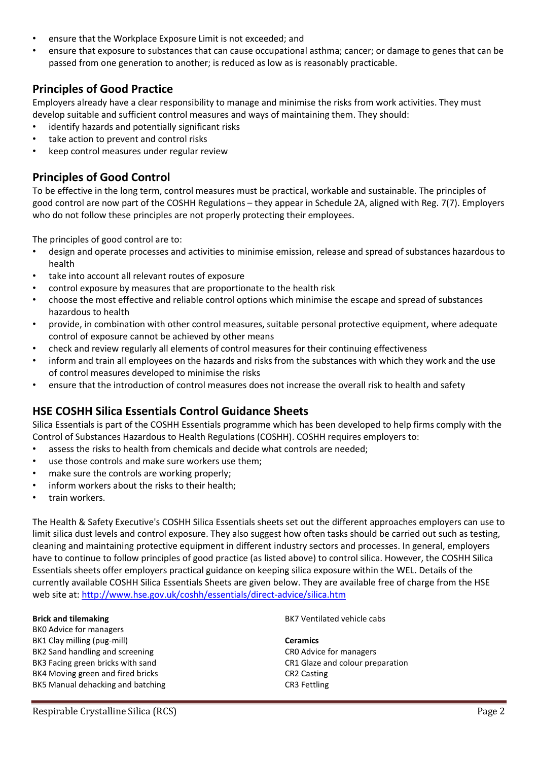- ensure that the Workplace Exposure Limit is not exceeded; and
- ensure that exposure to substances that can cause occupational asthma; cancer; or damage to genes that can be passed from one generation to another; is reduced as low as is reasonably practicable.

## Principles of Good Practice

Employers already have a clear responsibility to manage and minimise the risks from work activities. They must develop suitable and sufficient control measures and ways of maintaining them. They should:

- identify hazards and potentially significant risks
- take action to prevent and control risks
- keep control measures under regular review

## Principles of Good Control

To be effective in the long term, control measures must be practical, workable and sustainable. The principles of good control are now part of the COSHH Regulations – they appear in Schedule 2A, aligned with Reg. 7(7). Employers who do not follow these principles are not properly protecting their employees.

The principles of good control are to:

- design and operate processes and activities to minimise emission, release and spread of substances hazardous to health
- take into account all relevant routes of exposure
- control exposure by measures that are proportionate to the health risk
- choose the most effective and reliable control options which minimise the escape and spread of substances hazardous to health
- provide, in combination with other control measures, suitable personal protective equipment, where adequate control of exposure cannot be achieved by other means
- check and review regularly all elements of control measures for their continuing effectiveness
- inform and train all employees on the hazards and risks from the substances with which they work and the use of control measures developed to minimise the risks
- ensure that the introduction of control measures does not increase the overall risk to health and safety

## HSE COSHH Silica Essentials Control Guidance Sheets

Silica Essentials is part of the COSHH Essentials programme which has been developed to help firms comply with the Control of Substances Hazardous to Health Regulations (COSHH). COSHH requires employers to:

- assess the risks to health from chemicals and decide what controls are needed;
- use those controls and make sure workers use them;
- make sure the controls are working properly;
- inform workers about the risks to their health;
- train workers.

The Health & Safety Executive's COSHH Silica Essentials sheets set out the different approaches employers can use to limit silica dust levels and control exposure. They also suggest how often tasks should be carried out such as testing, cleaning and maintaining protective equipment in different industry sectors and processes. In general, employers have to continue to follow principles of good practice (as listed above) to control silica. However, the COSHH Silica Essentials sheets offer employers practical guidance on keeping silica exposure within the WEL. Details of the currently available COSHH Silica Essentials Sheets are given below. They are available free of charge from the HSE web site at: http://www.hse.gov.uk/coshh/essentials/direct-advice/silica.htm

**Brick and tilemaking**
BK0 Advice for managers
BK1 Clay milling (pug-mill)
BK2 Sand handling and screening
BK3 Facing green bricks with sand
BK4 Moving green and fired bricks
BK5 Manual dehacking and batching
BK7 Ventilated vehicle cabs

**Ceramics**
CR0 Advice for managers
CR1 Glaze and colour preparation
CR2 Casting
CR3 Fettling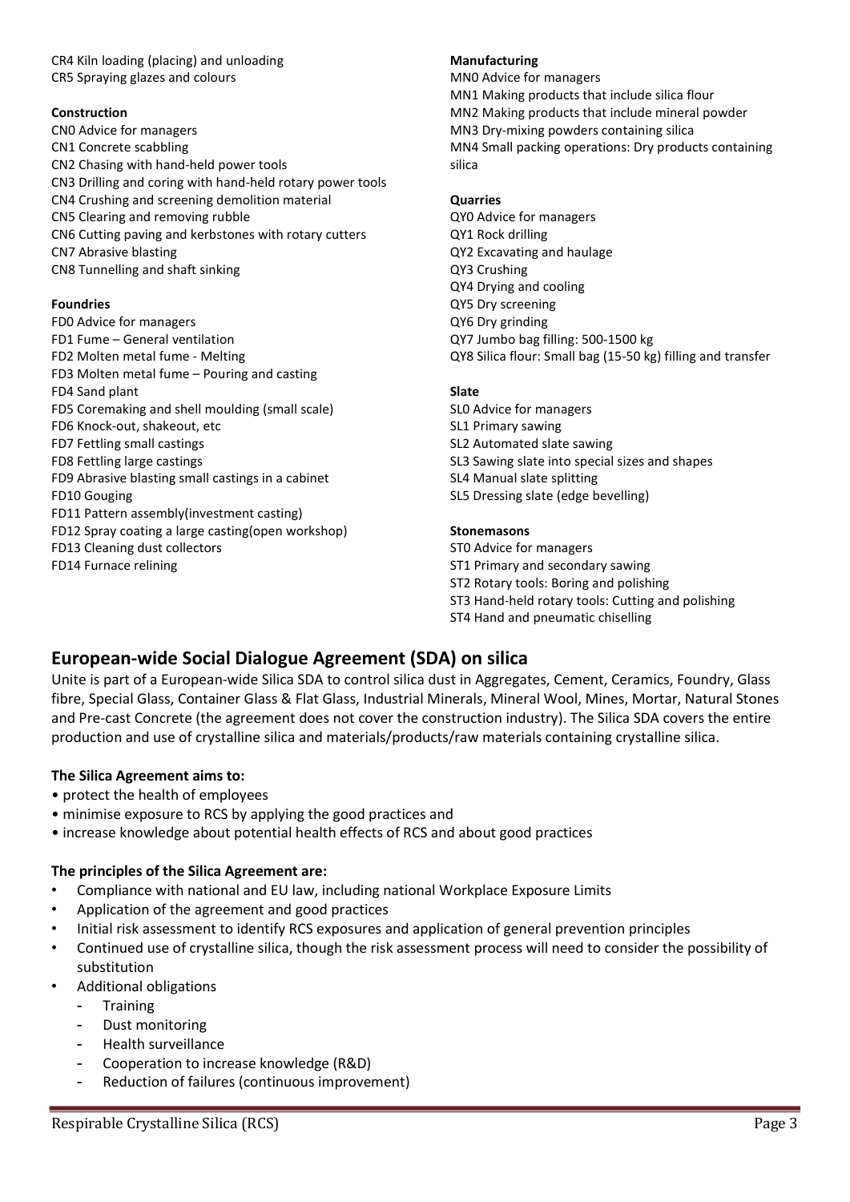CR4 Kiln loading (placing) and unloading
CR5 Spraying glazes and colours

**Construction**

CN0 Advice for managers
CN1 Concrete scabbling
CN2 Chasing with hand-held power tools
CN3 Drilling and coring with hand-held rotary power tools
CN4 Crushing and screening demolition material
CN5 Clearing and removing rubble
CN6 Cutting paving and kerbstones with rotary cutters
CN7 Abrasive blasting
CN8 Tunnelling and shaft sinking

**Foundries**

FD0 Advice for managers
FD1 Fume – General ventilation
FD2 Molten metal fume - Melting
FD3 Molten metal fume – Pouring and casting
FD4 Sand plant
FD5 Coremaking and shell moulding (small scale)
FD6 Knock-out, shakeout, etc
FD7 Fettling small castings
FD8 Fettling large castings
FD9 Abrasive blasting small castings in a cabinet
FD10 Gouging
FD11 Pattern assembly(investment casting)
FD12 Spray coating a large casting(open workshop)
FD13 Cleaning dust collectors
FD14 Furnace relining

**Manufacturing**

MN0 Advice for managers
MN1 Making products that include silica flour
MN2 Making products that include mineral powder
MN3 Dry-mixing powders containing silica
MN4 Small packing operations: Dry products containing silica

**Quarries**

QY0 Advice for managers
QY1 Rock drilling
QY2 Excavating and haulage
QY3 Crushing
QY4 Drying and cooling
QY5 Dry screening
QY6 Dry grinding
QY7 Jumbo bag filling: 500-1500 kg
QY8 Silica flour: Small bag (15-50 kg) filling and transfer

**Slate**

SL0 Advice for managers
SL1 Primary sawing
SL2 Automated slate sawing
SL3 Sawing slate into special sizes and shapes
SL4 Manual slate splitting
SL5 Dressing slate (edge bevelling)

**Stonemasons**

ST0 Advice for managers
ST1 Primary and secondary sawing
ST2 Rotary tools: Boring and polishing
ST3 Hand-held rotary tools: Cutting and polishing
ST4 Hand and pneumatic chiselling

## European-wide Social Dialogue Agreement (SDA) on silica

Unite is part of a European-wide Silica SDA to control silica dust in Aggregates, Cement, Ceramics, Foundry, Glass fibre, Special Glass, Container Glass & Flat Glass, Industrial Minerals, Mineral Wool, Mines, Mortar, Natural Stones and Pre-cast Concrete (the agreement does not cover the construction industry). The Silica SDA covers the entire production and use of crystalline silica and materials/products/raw materials containing crystalline silica.

**The Silica Agreement aims to:**

- protect the health of employees
- minimise exposure to RCS by applying the good practices and
- increase knowledge about potential health effects of RCS and about good practices

**The principles of the Silica Agreement are:**

- Compliance with national and EU law, including national Workplace Exposure Limits
- Application of the agreement and good practices
- Initial risk assessment to identify RCS exposures and application of general prevention principles
- Continued use of crystalline silica, though the risk assessment process will need to consider the possibility of substitution
- Additional obligations
    - Training
    - Dust monitoring
    - Health surveillance
    - Cooperation to increase knowledge (R&D)
    - Reduction of failures (continuous improvement)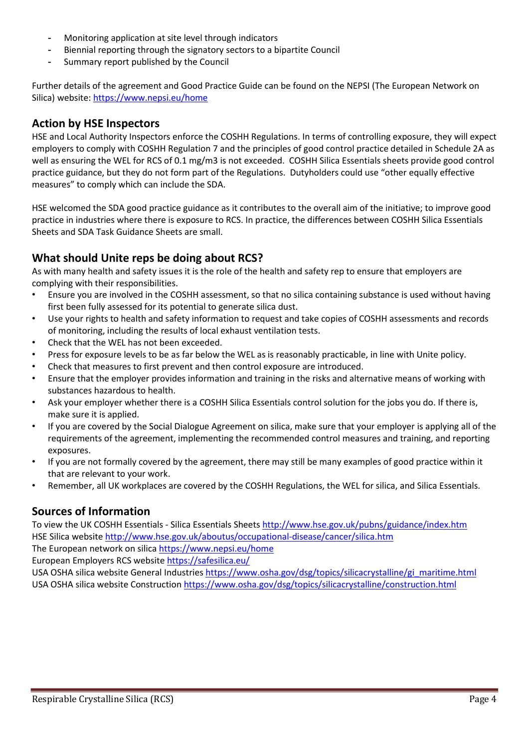- Monitoring application at site level through indicators
- Biennial reporting through the signatory sectors to a bipartite Council
- Summary report published by the Council

Further details of the agreement and Good Practice Guide can be found on the NEPSI (The European Network on Silica) website: https://www.nepsi.eu/home

## Action by HSE Inspectors

HSE and Local Authority Inspectors enforce the COSHH Regulations. In terms of controlling exposure, they will expect employers to comply with COSHH Regulation 7 and the principles of good control practice detailed in Schedule 2A as well as ensuring the WEL for RCS of 0.1 mg/m3 is not exceeded. COSHH Silica Essentials sheets provide good control practice guidance, but they do not form part of the Regulations. Dutyholders could use "other equally effective measures" to comply which can include the SDA.

HSE welcomed the SDA good practice guidance as it contributes to the overall aim of the initiative; to improve good practice in industries where there is exposure to RCS. In practice, the differences between COSHH Silica Essentials Sheets and SDA Task Guidance Sheets are small.

## What should Unite reps be doing about RCS?

As with many health and safety issues it is the role of the health and safety rep to ensure that employers are complying with their responsibilities.

- Ensure you are involved in the COSHH assessment, so that no silica containing substance is used without having first been fully assessed for its potential to generate silica dust.
- Use your rights to health and safety information to request and take copies of COSHH assessments and records of monitoring, including the results of local exhaust ventilation tests.
- Check that the WEL has not been exceeded.
- Press for exposure levels to be as far below the WEL as is reasonably practicable, in line with Unite policy.
- Check that measures to first prevent and then control exposure are introduced.
- Ensure that the employer provides information and training in the risks and alternative means of working with substances hazardous to health.
- Ask your employer whether there is a COSHH Silica Essentials control solution for the jobs you do. If there is, make sure it is applied.
- If you are covered by the Social Dialogue Agreement on silica, make sure that your employer is applying all of the requirements of the agreement, implementing the recommended control measures and training, and reporting exposures.
- If you are not formally covered by the agreement, there may still be many examples of good practice within it that are relevant to your work.
- Remember, all UK workplaces are covered by the COSHH Regulations, the WEL for silica, and Silica Essentials.

## Sources of Information

To view the UK COSHH Essentials - Silica Essentials Sheets http://www.hse.gov.uk/pubns/guidance/index.htm
HSE Silica website http://www.hse.gov.uk/aboutus/occupational-disease/cancer/silica.htm
The European network on silica https://www.nepsi.eu/home
European Employers RCS website https://safesilica.eu/
USA OSHA silica website General Industries https://www.osha.gov/dsg/topics/silicacrystalline/gi_maritime.html
USA OSHA silica website Construction https://www.osha.gov/dsg/topics/silicacrystalline/construction.html